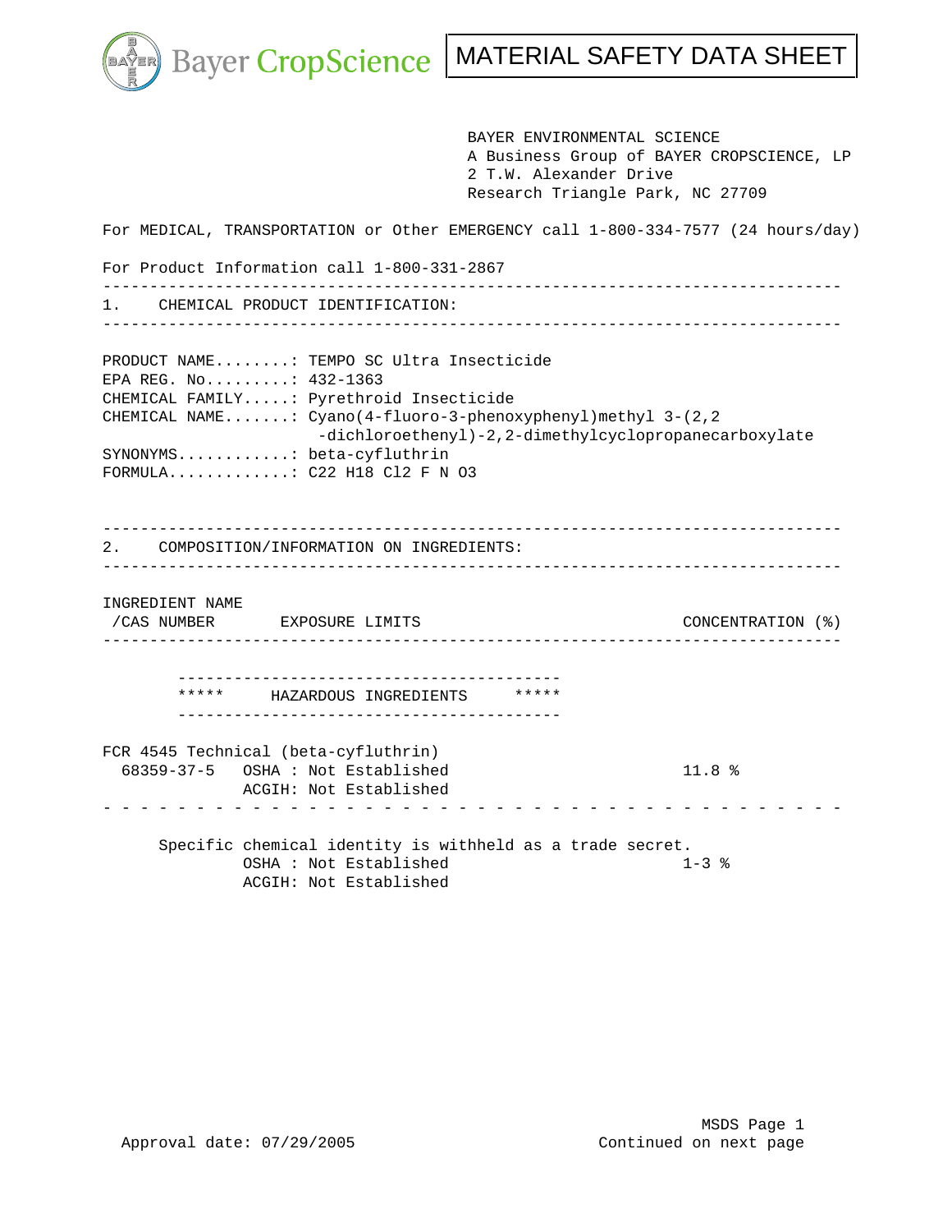Bayer CropScience

# MATERIAL SAFETY DATA SHEET

BAYER ENVIRONMENTAL SCIENCE
A Business Group of BAYER CROPSCIENCE, LP
2 T.W. Alexander Drive
Research Triangle Park, NC 27709

For MEDICAL, TRANSPORTATION or Other EMERGENCY call 1-800-334-7577 (24 hours/day)

For Product Information call 1-800-331-2867

## 1. CHEMICAL PRODUCT IDENTIFICATION:

PRODUCT NAME........: TEMPO SC Ultra Insecticide
EPA REG. No.........: 432-1363
CHEMICAL FAMILY.....: Pyrethroid Insecticide
CHEMICAL NAME.......: Cyano(4-fluoro-3-phenoxyphenyl)methyl 3-(2,2-dichloroethenyl)-2,2-dimethylcyclopropanecarboxylate
SYNONYMS............: beta-cyfluthrin
FORMULA.............: $C_{22}H_{18}Cl_2FNO_3$

## 2. COMPOSITION/INFORMATION ON INGREDIENTS:

| INGREDIENT NAME /CAS NUMBER | EXPOSURE LIMITS | CONCENTRATION (%) |
|---|---|---|
| ***** HAZARDOUS INGREDIENTS ***** | | |
| FCR 4545 Technical (beta-cyfluthrin) 68359-37-5 | OSHA : Not Established<br>ACGIH: Not Established | 11.8 % |
| Specific chemical identity is withheld as a trade secret. | OSHA : Not Established<br>ACGIH: Not Established | 1-3 % |

Approval date: 07/29/2005

Continued on next page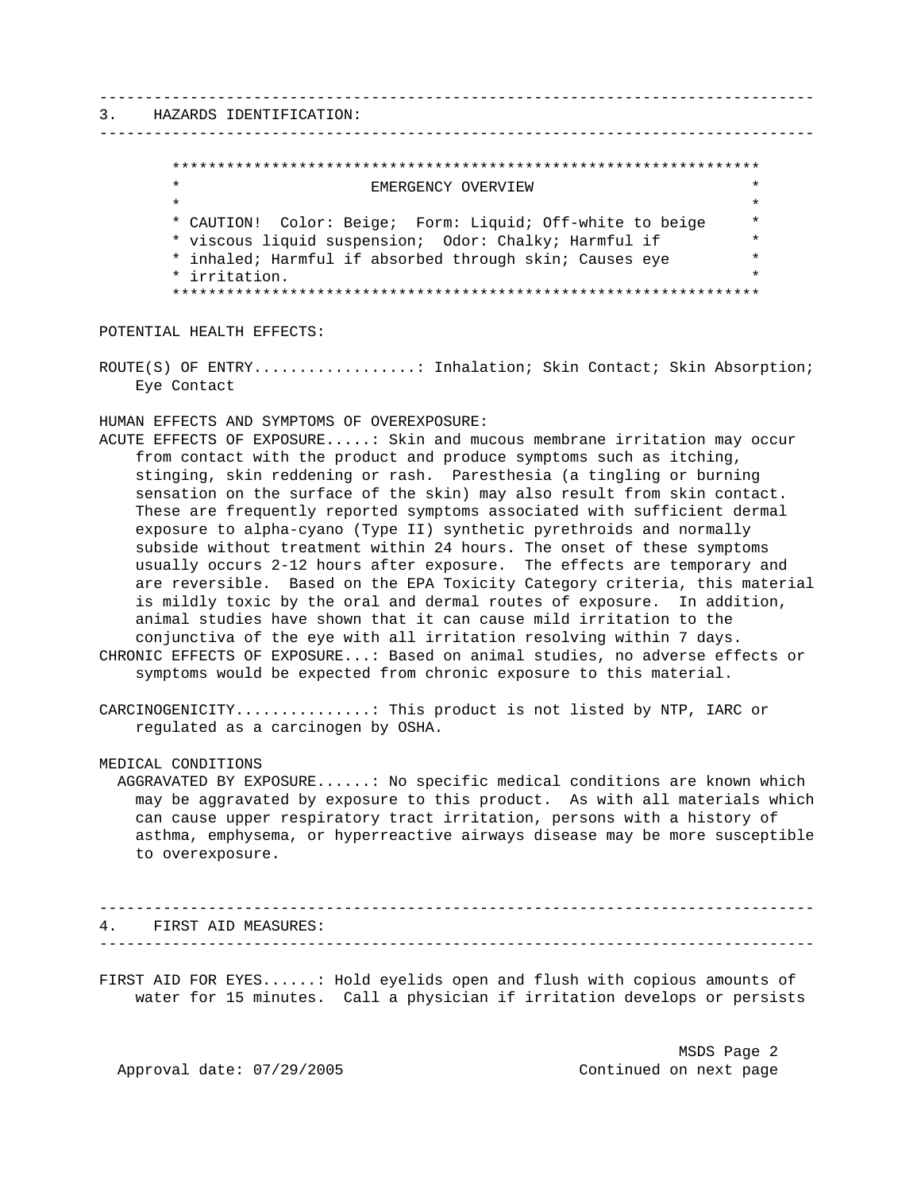## 3. HAZARDS IDENTIFICATION:

**EMERGENCY OVERVIEW**

CAUTION! Color: Beige; Form: Liquid; Off-white to beige viscous liquid suspension; Odor: Chalky; Harmful if inhaled; Harmful if absorbed through skin; Causes eye irritation.

POTENTIAL HEALTH EFFECTS:

ROUTE(S) OF ENTRY..................: Inhalation; Skin Contact; Skin Absorption; Eye Contact

HUMAN EFFECTS AND SYMPTOMS OF OVEREXPOSURE:

ACUTE EFFECTS OF EXPOSURE.....: Skin and mucous membrane irritation may occur from contact with the product and produce symptoms such as itching, stinging, skin reddening or rash. Paresthesia (a tingling or burning sensation on the surface of the skin) may also result from skin contact. These are frequently reported symptoms associated with sufficient dermal exposure to alpha-cyano (Type II) synthetic pyrethroids and normally subside without treatment within 24 hours. The onset of these symptoms usually occurs 2-12 hours after exposure. The effects are temporary and are reversible. Based on the EPA Toxicity Category criteria, this material is mildly toxic by the oral and dermal routes of exposure. In addition, animal studies have shown that it can cause mild irritation to the conjunctiva of the eye with all irritation resolving within 7 days.

CHRONIC EFFECTS OF EXPOSURE...: Based on animal studies, no adverse effects or symptoms would be expected from chronic exposure to this material.

CARCINOGENICITY...............: This product is not listed by NTP, IARC or regulated as a carcinogen by OSHA.

MEDICAL CONDITIONS AGGRAVATED BY EXPOSURE......: No specific medical conditions are known which may be aggravated by exposure to this product. As with all materials which can cause upper respiratory tract irritation, persons with a history of asthma, emphysema, or hyperreactive airways disease may be more susceptible to overexposure.

## 4. FIRST AID MEASURES:

FIRST AID FOR EYES......: Hold eyelids open and flush with copious amounts of water for 15 minutes. Call a physician if irritation develops or persists

Approval date: 07/29/2005

Continued on next page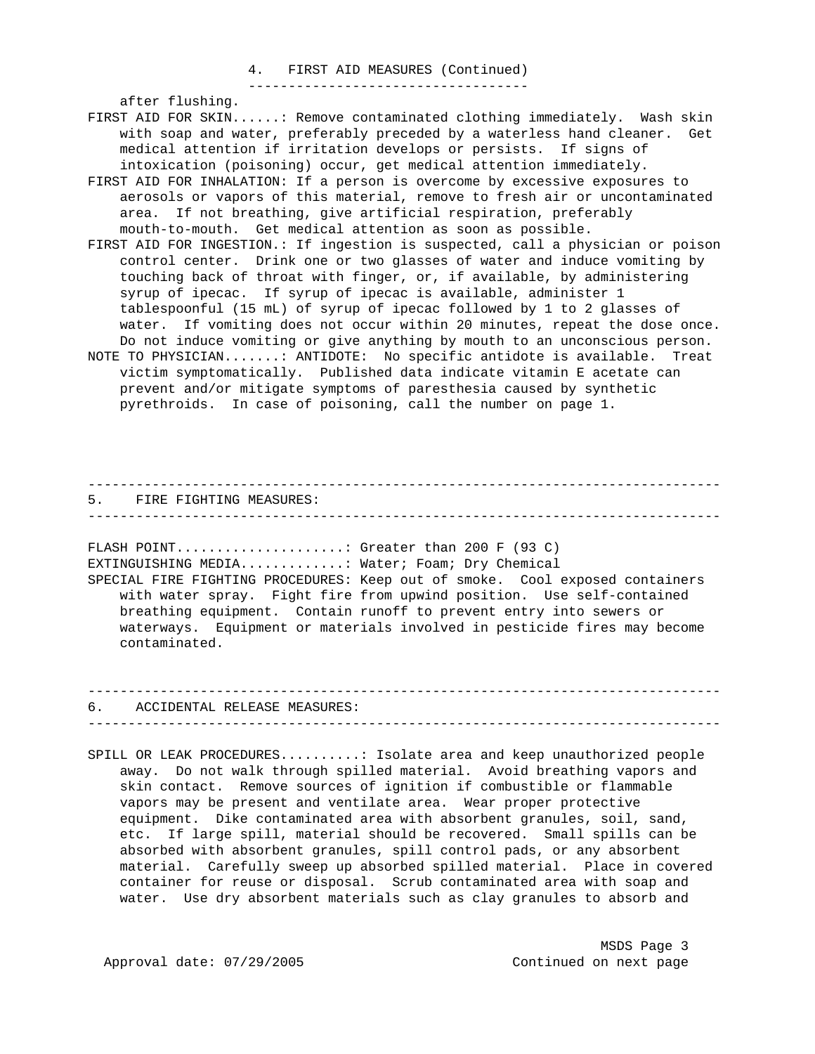## 4. FIRST AID MEASURES (Continued)

after flushing.

FIRST AID FOR SKIN......: Remove contaminated clothing immediately. Wash skin with soap and water, preferably preceded by a waterless hand cleaner. Get medical attention if irritation develops or persists. If signs of intoxication (poisoning) occur, get medical attention immediately.

FIRST AID FOR INHALATION: If a person is overcome by excessive exposures to aerosols or vapors of this material, remove to fresh air or uncontaminated area. If not breathing, give artificial respiration, preferably mouth-to-mouth. Get medical attention as soon as possible.

FIRST AID FOR INGESTION.: If ingestion is suspected, call a physician or poison control center. Drink one or two glasses of water and induce vomiting by touching back of throat with finger, or, if available, by administering syrup of ipecac. If syrup of ipecac is available, administer 1 tablespoonful (15 mL) of syrup of ipecac followed by 1 to 2 glasses of water. If vomiting does not occur within 20 minutes, repeat the dose once. Do not induce vomiting or give anything by mouth to an unconscious person.

NOTE TO PHYSICIAN.......: ANTIDOTE: No specific antidote is available. Treat victim symptomatically. Published data indicate vitamin E acetate can prevent and/or mitigate symptoms of paresthesia caused by synthetic pyrethroids. In case of poisoning, call the number on page 1.

## 5. FIRE FIGHTING MEASURES:

FLASH POINT....................: Greater than 200 F (93 C)

EXTINGUISHING MEDIA............: Water; Foam; Dry Chemical

SPECIAL FIRE FIGHTING PROCEDURES: Keep out of smoke. Cool exposed containers with water spray. Fight fire from upwind position. Use self-contained breathing equipment. Contain runoff to prevent entry into sewers or waterways. Equipment or materials involved in pesticide fires may become contaminated.

## 6. ACCIDENTAL RELEASE MEASURES:

SPILL OR LEAK PROCEDURES..........: Isolate area and keep unauthorized people away. Do not walk through spilled material. Avoid breathing vapors and skin contact. Remove sources of ignition if combustible or flammable vapors may be present and ventilate area. Wear proper protective equipment. Dike contaminated area with absorbent granules, soil, sand, etc. If large spill, material should be recovered. Small spills can be absorbed with absorbent granules, spill control pads, or any absorbent material. Carefully sweep up absorbed spilled material. Place in covered container for reuse or disposal. Scrub contaminated area with soap and water. Use dry absorbent materials such as clay granules to absorb and

Approval date: 07/29/2005 Continued on next page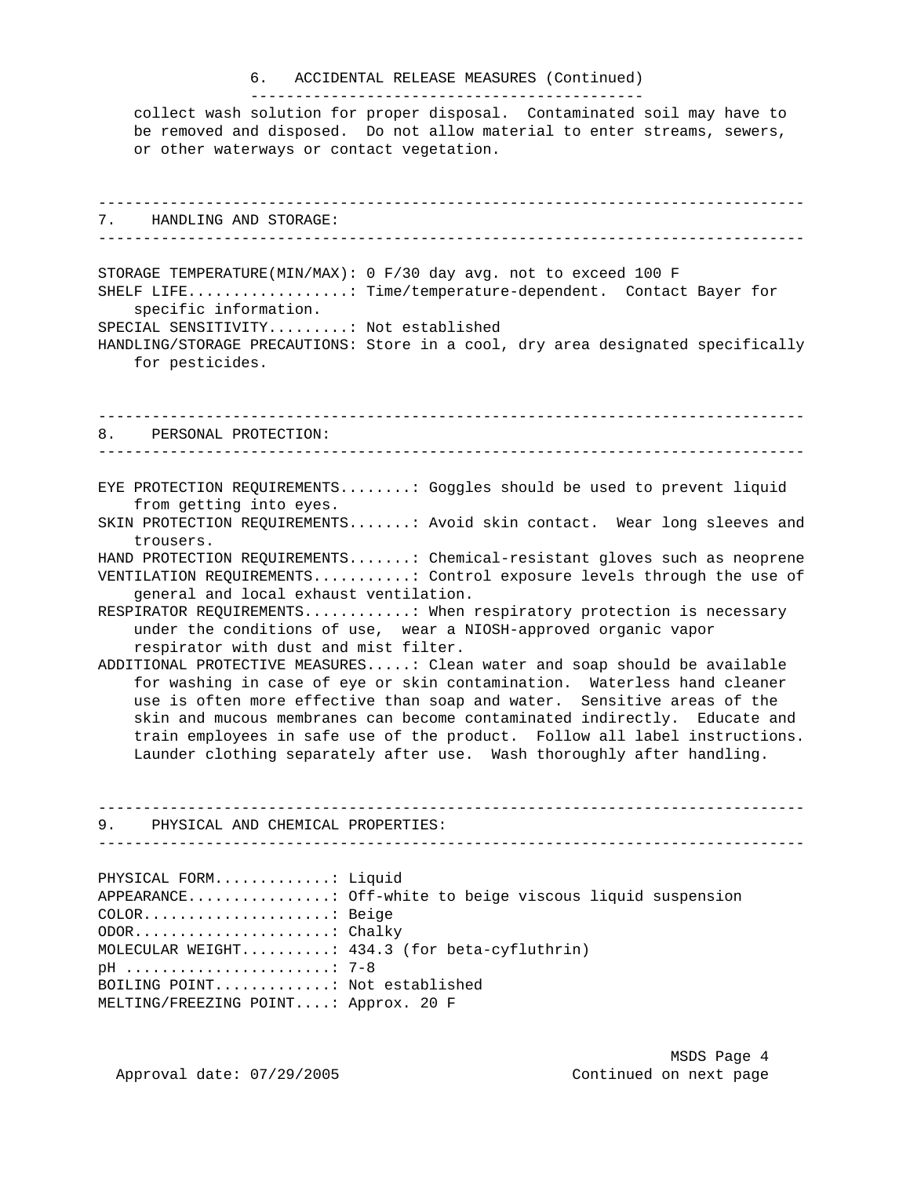## 6. ACCIDENTAL RELEASE MEASURES (Continued)

collect wash solution for proper disposal. Contaminated soil may have to be removed and disposed. Do not allow material to enter streams, sewers, or other waterways or contact vegetation.

## 7. HANDLING AND STORAGE:

STORAGE TEMPERATURE(MIN/MAX): 0 F/30 day avg. not to exceed 100 F
SHELF LIFE..................: Time/temperature-dependent. Contact Bayer for specific information.
SPECIAL SENSITIVITY.........: Not established
HANDLING/STORAGE PRECAUTIONS: Store in a cool, dry area designated specifically for pesticides.

## 8. PERSONAL PROTECTION:

EYE PROTECTION REQUIREMENTS........: Goggles should be used to prevent liquid from getting into eyes.
SKIN PROTECTION REQUIREMENTS.......: Avoid skin contact. Wear long sleeves and trousers.
HAND PROTECTION REQUIREMENTS.......: Chemical-resistant gloves such as neoprene
VENTILATION REQUIREMENTS...........: Control exposure levels through the use of general and local exhaust ventilation.
RESPIRATOR REQUIREMENTS............: When respiratory protection is necessary under the conditions of use, wear a NIOSH-approved organic vapor respirator with dust and mist filter.
ADDITIONAL PROTECTIVE MEASURES.....: Clean water and soap should be available for washing in case of eye or skin contamination. Waterless hand cleaner use is often more effective than soap and water. Sensitive areas of the skin and mucous membranes can become contaminated indirectly. Educate and train employees in safe use of the product. Follow all label instructions. Launder clothing separately after use. Wash thoroughly after handling.

## 9. PHYSICAL AND CHEMICAL PROPERTIES:

PHYSICAL FORM.............: Liquid
APPEARANCE................: Off-white to beige viscous liquid suspension
COLOR.....................: Beige
ODOR......................: Chalky
MOLECULAR WEIGHT..........: 434.3 (for beta-cyfluthrin)
pH .......................: 7-8
BOILING POINT.............: Not established
MELTING/FREEZING POINT....: Approx. 20 F

Approval date: 07/29/2005

Continued on next page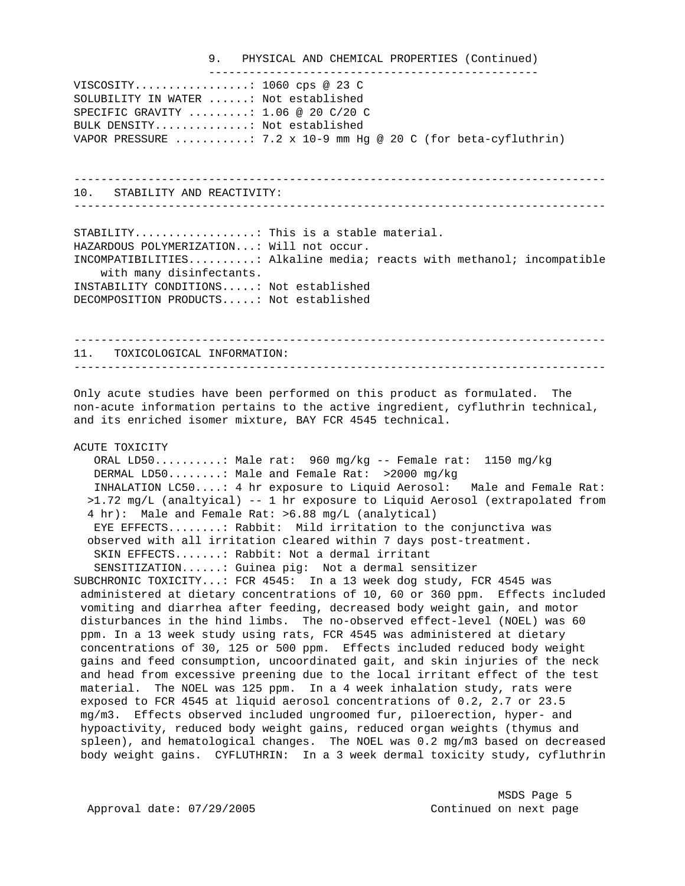## 9. PHYSICAL AND CHEMICAL PROPERTIES (Continued)

VISCOSITY.................: 1060 cps @ 23 C
SOLUBILITY IN WATER ......: Not established
SPECIFIC GRAVITY .........: 1.06 @ 20 C/20 C
BULK DENSITY..............: Not established
VAPOR PRESSURE ...........: $7.2 \times 10^{-9}$ mm Hg @ 20 C (for beta-cyfluthrin)

---

## 10. STABILITY AND REACTIVITY:

---

STABILITY..................: This is a stable material.
HAZARDOUS POLYMERIZATION...: Will not occur.
INCOMPATIBILITIES..........: Alkaline media; reacts with methanol; incompatible with many disinfectants.
INSTABILITY CONDITIONS.....: Not established
DECOMPOSITION PRODUCTS.....: Not established

---

## 11. TOXICOLOGICAL INFORMATION:

---

Only acute studies have been performed on this product as formulated. The non-acute information pertains to the active ingredient, cyfluthrin technical, and its enriched isomer mixture, BAY FCR 4545 technical.

ACUTE TOXICITY

ORAL LD50..........: Male rat: 960 mg/kg -- Female rat: 1150 mg/kg
DERMAL LD50........: Male and Female Rat: >2000 mg/kg
INHALATION LC50....: 4 hr exposure to Liquid Aerosol: Male and Female Rat: >1.72 mg/L (analtyical) -- 1 hr exposure to Liquid Aerosol (extrapolated from 4 hr): Male and Female Rat: >6.88 mg/L (analytical)
EYE EFFECTS........: Rabbit: Mild irritation to the conjunctiva was observed with all irritation cleared within 7 days post-treatment.
SKIN EFFECTS.......: Rabbit: Not a dermal irritant
SENSITIZATION......: Guinea pig: Not a dermal sensitizer

SUBCHRONIC TOXICITY...: FCR 4545: In a 13 week dog study, FCR 4545 was administered at dietary concentrations of 10, 60 or 360 ppm. Effects included vomiting and diarrhea after feeding, decreased body weight gain, and motor disturbances in the hind limbs. The no-observed effect-level (NOEL) was 60 ppm. In a 13 week study using rats, FCR 4545 was administered at dietary concentrations of 30, 125 or 500 ppm. Effects included reduced body weight gains and feed consumption, uncoordinated gait, and skin injuries of the neck and head from excessive preening due to the local irritant effect of the test material. The NOEL was 125 ppm. In a 4 week inhalation study, rats were exposed to FCR 4545 at liquid aerosol concentrations of 0.2, 2.7 or 23.5 mg/m3. Effects observed included ungroomed fur, piloerection, hyper- and hypoactivity, reduced body weight gains, reduced organ weights (thymus and spleen), and hematological changes. The NOEL was 0.2 mg/m3 based on decreased body weight gains. CYFLUTHRIN: In a 3 week dermal toxicity study, cyfluthrin

Approval date: 07/29/2005 Continued on next page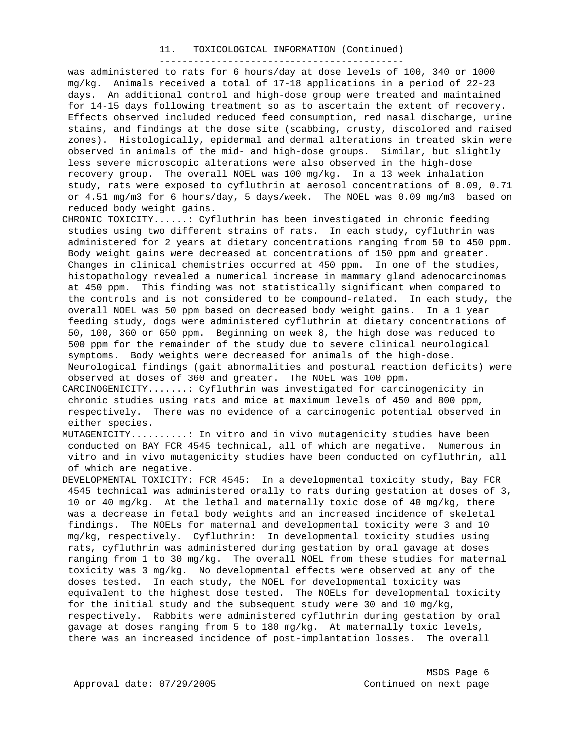## 11. TOXICOLOGICAL INFORMATION (Continued)

was administered to rats for 6 hours/day at dose levels of 100, 340 or 1000 mg/kg. Animals received a total of 17-18 applications in a period of 22-23 days. An additional control and high-dose group were treated and maintained for 14-15 days following treatment so as to ascertain the extent of recovery. Effects observed included reduced feed consumption, red nasal discharge, urine stains, and findings at the dose site (scabbing, crusty, discolored and raised zones). Histologically, epidermal and dermal alterations in treated skin were observed in animals of the mid- and high-dose groups. Similar, but slightly less severe microscopic alterations were also observed in the high-dose recovery group. The overall NOEL was 100 mg/kg. In a 13 week inhalation study, rats were exposed to cyfluthrin at aerosol concentrations of 0.09, 0.71 or 4.51 mg/m3 for 6 hours/day, 5 days/week. The NOEL was 0.09 mg/m3 based on reduced body weight gains.

CHRONIC TOXICITY......: Cyfluthrin has been investigated in chronic feeding studies using two different strains of rats. In each study, cyfluthrin was administered for 2 years at dietary concentrations ranging from 50 to 450 ppm. Body weight gains were decreased at concentrations of 150 ppm and greater. Changes in clinical chemistries occurred at 450 ppm. In one of the studies, histopathology revealed a numerical increase in mammary gland adenocarcinomas at 450 ppm. This finding was not statistically significant when compared to the controls and is not considered to be compound-related. In each study, the overall NOEL was 50 ppm based on decreased body weight gains. In a 1 year feeding study, dogs were administered cyfluthrin at dietary concentrations of 50, 100, 360 or 650 ppm. Beginning on week 8, the high dose was reduced to 500 ppm for the remainder of the study due to severe clinical neurological symptoms. Body weights were decreased for animals of the high-dose. Neurological findings (gait abnormalities and postural reaction deficits) were observed at doses of 360 and greater. The NOEL was 100 ppm.

CARCINOGENICITY.......: Cyfluthrin was investigated for carcinogenicity in chronic studies using rats and mice at maximum levels of 450 and 800 ppm, respectively. There was no evidence of a carcinogenic potential observed in either species.

MUTAGENICITY..........: In vitro and in vivo mutagenicity studies have been conducted on BAY FCR 4545 technical, all of which are negative. Numerous in vitro and in vivo mutagenicity studies have been conducted on cyfluthrin, all of which are negative.

DEVELOPMENTAL TOXICITY: FCR 4545: In a developmental toxicity study, Bay FCR 4545 technical was administered orally to rats during gestation at doses of 3, 10 or 40 mg/kg. At the lethal and maternally toxic dose of 40 mg/kg, there was a decrease in fetal body weights and an increased incidence of skeletal findings. The NOELs for maternal and developmental toxicity were 3 and 10 mg/kg, respectively. Cyfluthrin: In developmental toxicity studies using rats, cyfluthrin was administered during gestation by oral gavage at doses ranging from 1 to 30 mg/kg. The overall NOEL from these studies for maternal toxicity was 3 mg/kg. No developmental effects were observed at any of the doses tested. In each study, the NOEL for developmental toxicity was equivalent to the highest dose tested. The NOELs for developmental toxicity for the initial study and the subsequent study were 30 and 10 mg/kg, respectively. Rabbits were administered cyfluthrin during gestation by oral gavage at doses ranging from 5 to 180 mg/kg. At maternally toxic levels, there was an increased incidence of post-implantation losses. The overall

Approval date: 07/29/2005

Continued on next page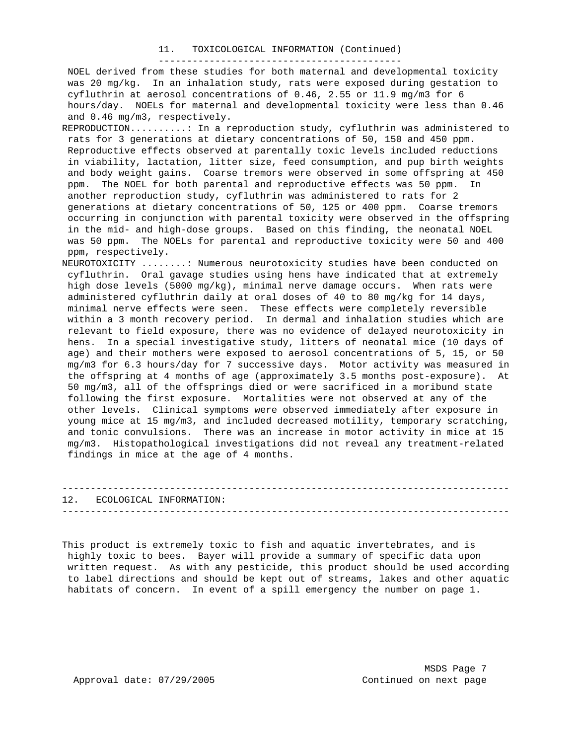## 11. TOXICOLOGICAL INFORMATION (Continued)

NOEL derived from these studies for both maternal and developmental toxicity was 20 mg/kg. In an inhalation study, rats were exposed during gestation to cyfluthrin at aerosol concentrations of 0.46, 2.55 or 11.9 mg/m3 for 6 hours/day. NOELs for maternal and developmental toxicity were less than 0.46 and 0.46 mg/m3, respectively.

REPRODUCTION..........: In a reproduction study, cyfluthrin was administered to rats for 3 generations at dietary concentrations of 50, 150 and 450 ppm. Reproductive effects observed at parentally toxic levels included reductions in viability, lactation, litter size, feed consumption, and pup birth weights and body weight gains. Coarse tremors were observed in some offspring at 450 ppm. The NOEL for both parental and reproductive effects was 50 ppm. In another reproduction study, cyfluthrin was administered to rats for 2 generations at dietary concentrations of 50, 125 or 400 ppm. Coarse tremors occurring in conjunction with parental toxicity were observed in the offspring in the mid- and high-dose groups. Based on this finding, the neonatal NOEL was 50 ppm. The NOELs for parental and reproductive toxicity were 50 and 400 ppm, respectively.

NEUROTOXICITY ........: Numerous neurotoxicity studies have been conducted on cyfluthrin. Oral gavage studies using hens have indicated that at extremely high dose levels (5000 mg/kg), minimal nerve damage occurs. When rats were administered cyfluthrin daily at oral doses of 40 to 80 mg/kg for 14 days, minimal nerve effects were seen. These effects were completely reversible within a 3 month recovery period. In dermal and inhalation studies which are relevant to field exposure, there was no evidence of delayed neurotoxicity in hens. In a special investigative study, litters of neonatal mice (10 days of age) and their mothers were exposed to aerosol concentrations of 5, 15, or 50 mg/m3 for 6.3 hours/day for 7 successive days. Motor activity was measured in the offspring at 4 months of age (approximately 3.5 months post-exposure). At 50 mg/m3, all of the offsprings died or were sacrificed in a moribund state following the first exposure. Mortalities were not observed at any of the other levels. Clinical symptoms were observed immediately after exposure in young mice at 15 mg/m3, and included decreased motility, temporary scratching, and tonic convulsions. There was an increase in motor activity in mice at 15 mg/m3. Histopathological investigations did not reveal any treatment-related findings in mice at the age of 4 months.

## 12. ECOLOGICAL INFORMATION:

This product is extremely toxic to fish and aquatic invertebrates, and is highly toxic to bees. Bayer will provide a summary of specific data upon written request. As with any pesticide, this product should be used according to label directions and should be kept out of streams, lakes and other aquatic habitats of concern. In event of a spill emergency the number on page 1.

Approval date: 07/29/2005

Continued on next page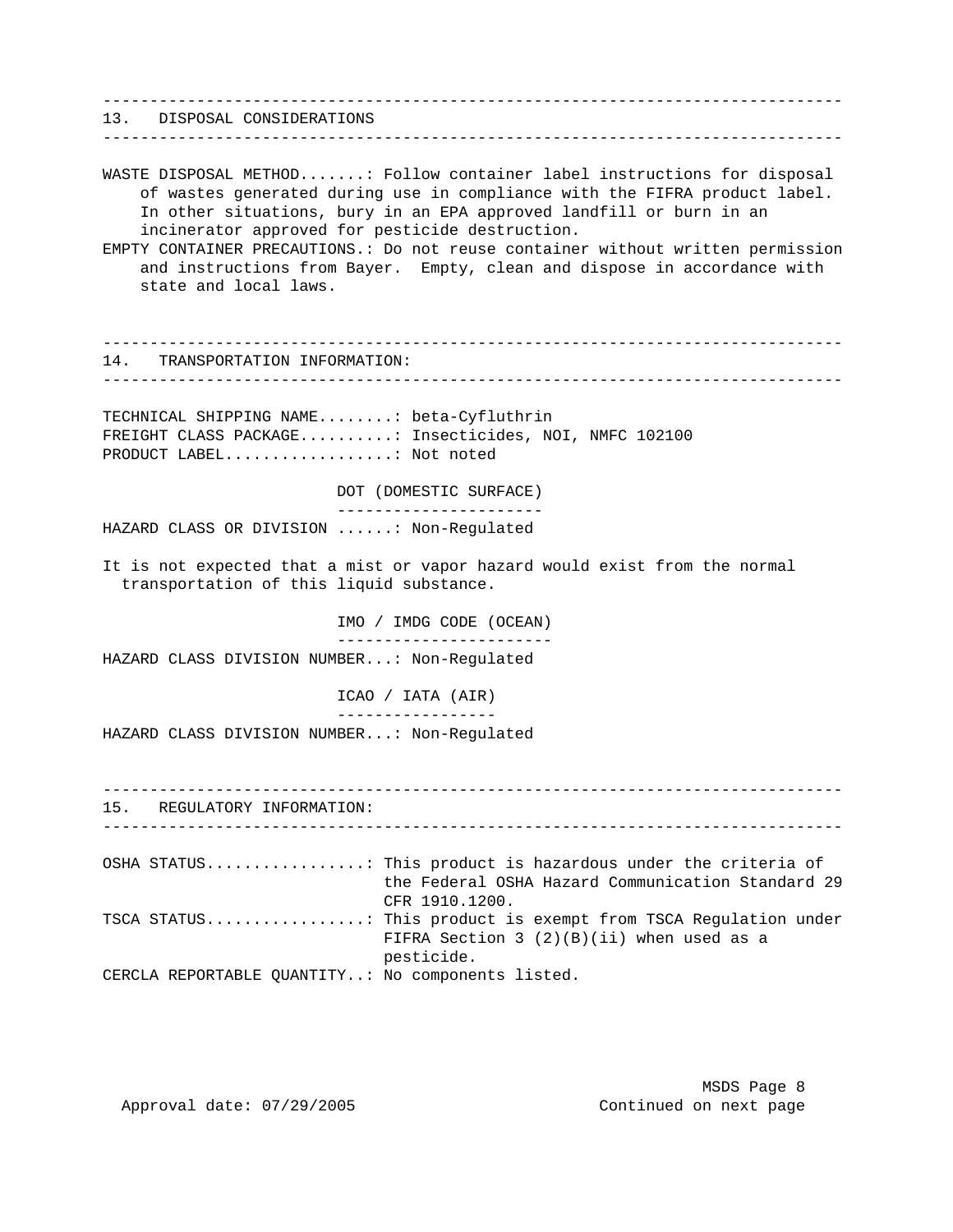## 13. DISPOSAL CONSIDERATIONS

WASTE DISPOSAL METHOD.......: Follow container label instructions for disposal of wastes generated during use in compliance with the FIFRA product label. In other situations, bury in an EPA approved landfill or burn in an incinerator approved for pesticide destruction.

EMPTY CONTAINER PRECAUTIONS.: Do not reuse container without written permission and instructions from Bayer. Empty, clean and dispose in accordance with state and local laws.

## 14. TRANSPORTATION INFORMATION:

TECHNICAL SHIPPING NAME........: beta-Cyfluthrin

FREIGHT CLASS PACKAGE..........: Insecticides, NOI, NMFC 102100

PRODUCT LABEL..................: Not noted

### DOT (DOMESTIC SURFACE)

HAZARD CLASS OR DIVISION ......: Non-Regulated

It is not expected that a mist or vapor hazard would exist from the normal transportation of this liquid substance.

### IMO / IMDG CODE (OCEAN)

HAZARD CLASS DIVISION NUMBER...: Non-Regulated

### ICAO / IATA (AIR)

HAZARD CLASS DIVISION NUMBER...: Non-Regulated

## 15. REGULATORY INFORMATION:

OSHA STATUS.................: This product is hazardous under the criteria of the Federal OSHA Hazard Communication Standard 29 CFR 1910.1200.

TSCA STATUS.................: This product is exempt from TSCA Regulation under FIFRA Section 3 (2)(B)(ii) when used as a pesticide.

CERCLA REPORTABLE QUANTITY..: No components listed.

Approval date: 07/29/2005

Continued on next page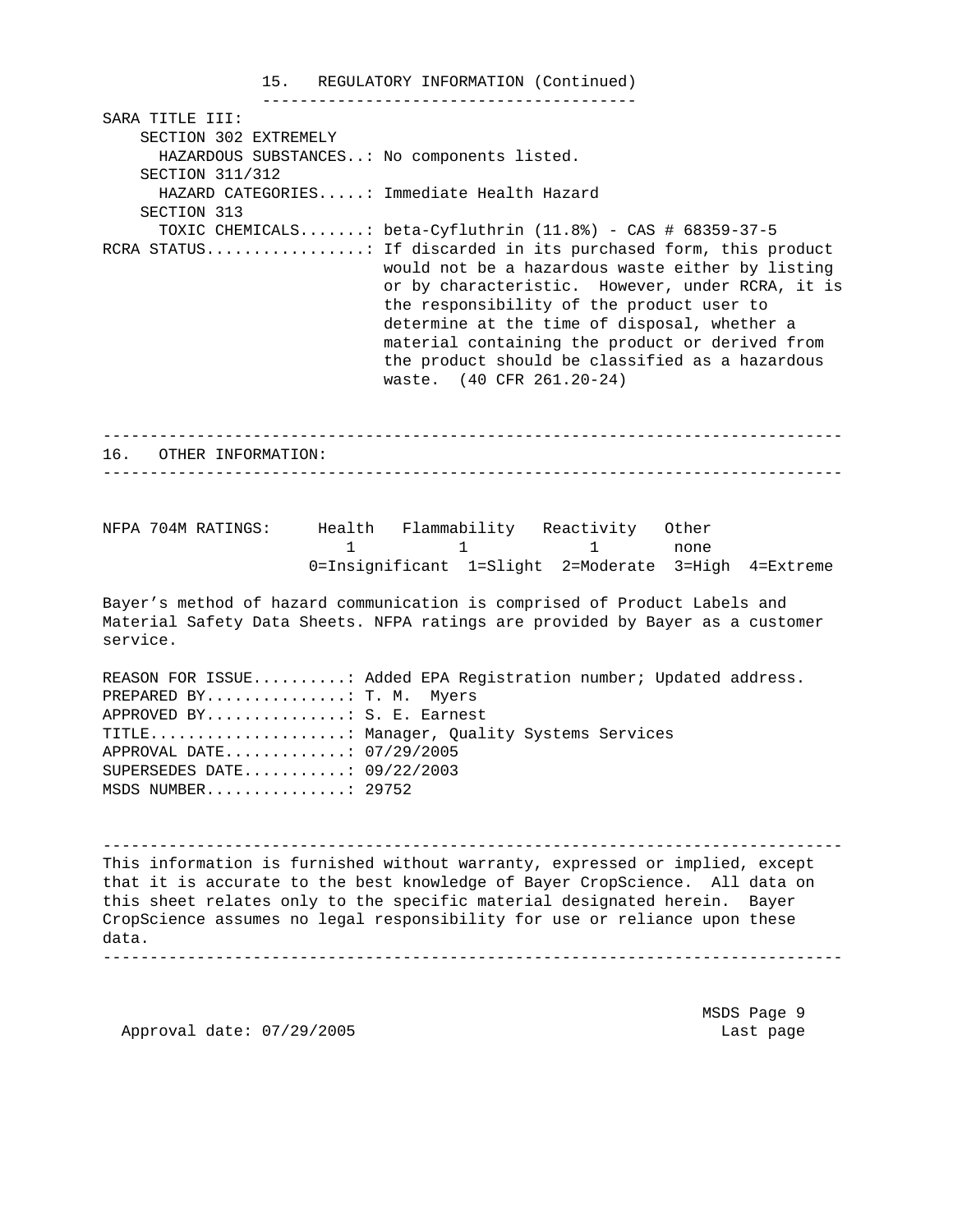## 15. REGULATORY INFORMATION (Continued)

SARA TITLE III:

SECTION 302 EXTREMELY HAZARDOUS SUBSTANCES..: No components listed.

SECTION 311/312 HAZARD CATEGORIES.....: Immediate Health Hazard

SECTION 313 TOXIC CHEMICALS.......: beta-Cyfluthrin (11.8%) - CAS # 68359-37-5

RCRA STATUS.................: If discarded in its purchased form, this product would not be a hazardous waste either by listing or by characteristic. However, under RCRA, it is the responsibility of the product user to determine at the time of disposal, whether a material containing the product or derived from the product should be classified as a hazardous waste. (40 CFR 261.20-24)

## 16. OTHER INFORMATION:

| NFPA 704M RATINGS: | Health | Flammability | Reactivity | Other |
|---|---|---|---|---|
| | 1 | 1 | 1 | none |

0=Insignificant 1=Slight 2=Moderate 3=High 4=Extreme

Bayer's method of hazard communication is comprised of Product Labels and Material Safety Data Sheets. NFPA ratings are provided by Bayer as a customer service.

REASON FOR ISSUE..........: Added EPA Registration number; Updated address.
PREPARED BY...............: T. M. Myers
APPROVED BY...............: S. E. Earnest
TITLE.....................: Manager, Quality Systems Services
APPROVAL DATE.............: 07/29/2005
SUPERSEDES DATE...........: 09/22/2003
MSDS NUMBER...............: 29752

This information is furnished without warranty, expressed or implied, except that it is accurate to the best knowledge of Bayer CropScience. All data on this sheet relates only to the specific material designated herein. Bayer CropScience assumes no legal responsibility for use or reliance upon these data.

Last page